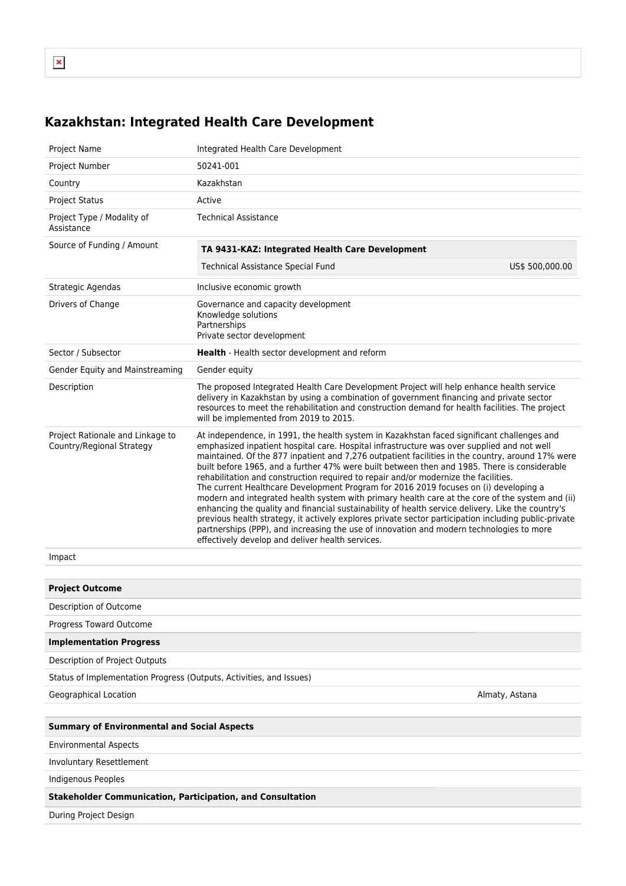# Kazakhstan: Integrated Health Care Development

| | |
|---|---|
| Project Name | Integrated Health Care Development |
| Project Number | 50241-001 |
| Country | Kazakhstan |
| Project Status | Active |
| Project Type / Modality of Assistance | Technical Assistance |
| Source of Funding / Amount | **TA 9431-KAZ: Integrated Health Care Development**<br>Technical Assistance Special Fund US$ 500,000.00 |
| Strategic Agendas | Inclusive economic growth |
| Drivers of Change | Governance and capacity development<br>Knowledge solutions<br>Partnerships<br>Private sector development |
| Sector / Subsector | **Health** - Health sector development and reform |
| Gender Equity and Mainstreaming | Gender equity |
| Description | The proposed Integrated Health Care Development Project will help enhance health service delivery in Kazakhstan by using a combination of government financing and private sector resources to meet the rehabilitation and construction demand for health facilities. The project will be implemented from 2019 to 2015. |
| Project Rationale and Linkage to Country/Regional Strategy | At independence, in 1991, the health system in Kazakhstan faced significant challenges and emphasized inpatient hospital care. Hospital infrastructure was over supplied and not well maintained. Of the 877 inpatient and 7,276 outpatient facilities in the country, around 17% were built before 1965, and a further 47% were built between then and 1985. There is considerable rehabilitation and construction required to repair and/or modernize the facilities.<br>The current Healthcare Development Program for 2016 2019 focuses on (i) developing a modern and integrated health system with primary health care at the core of the system and (ii) enhancing the quality and financial sustainability of health service delivery. Like the country's previous health strategy, it actively explores private sector participation including public-private partnerships (PPP), and increasing the use of innovation and modern technologies to more effectively develop and deliver health services. |
| Impact | |

| **Project Outcome** | |
|---|---|
| Description of Outcome | |
| Progress Toward Outcome | |
| **Implementation Progress** | |
| Description of Project Outputs | |
| Status of Implementation Progress (Outputs, Activities, and Issues) | |
| Geographical Location | Almaty, Astana |

| **Summary of Environmental and Social Aspects** |
|---|
| Environmental Aspects |
| Involuntary Resettlement |
| Indigenous Peoples |
| **Stakeholder Communication, Participation, and Consultation** |
| During Project Design |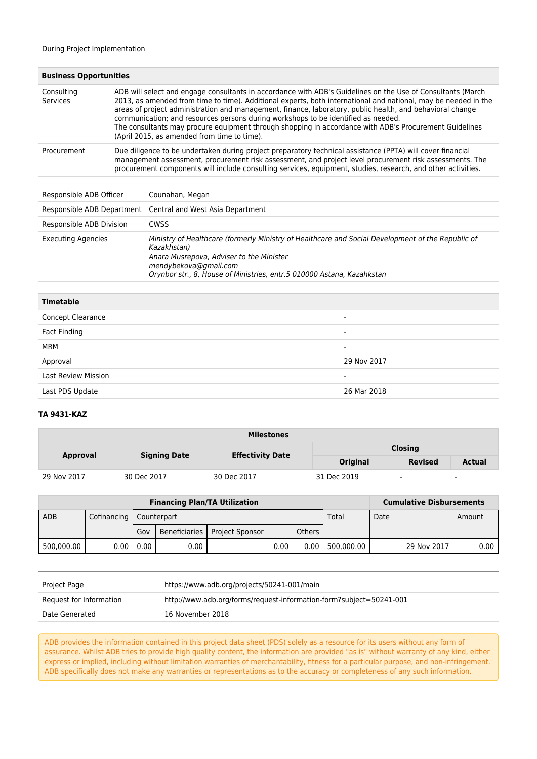During Project Implementation

| Business Opportunities | |
|---|---|
| Consulting Services | ADB will select and engage consultants in accordance with ADB's Guidelines on the Use of Consultants (March 2013, as amended from time to time). Additional experts, both international and national, may be needed in the areas of project administration and management, finance, laboratory, public health, and behavioral change communication; and resources persons during workshops to be identified as needed. The consultants may procure equipment through shopping in accordance with ADB's Procurement Guidelines (April 2015, as amended from time to time). |
| Procurement | Due diligence to be undertaken during project preparatory technical assistance (PPTA) will cover financial management assessment, procurement risk assessment, and project level procurement risk assessments. The procurement components will include consulting services, equipment, studies, research, and other activities. |

| | |
|---|---|
| Responsible ADB Officer | Counahan, Megan |
| Responsible ADB Department | Central and West Asia Department |
| Responsible ADB Division | CWSS |
| Executing Agencies | *Ministry of Healthcare (formerly Ministry of Healthcare and Social Development of the Republic of Kazakhstan)*<br>*Anara Musrepova, Adviser to the Minister*<br>*mendybekova@gmail.com*<br>*Orynbor str., 8, House of Ministries, entr.5 010000 Astana, Kazahkstan* |

| Timetable | |
|---|---|
| Concept Clearance | - |
| Fact Finding | - |
| MRM | - |
| Approval | 29 Nov 2017 |
| Last Review Mission | - |
| Last PDS Update | 26 Mar 2018 |

**TA 9431-KAZ**

| Milestones | | | | | |
|---|---|---|---|---|---|
| Approval | Signing Date | Effectivity Date | Closing | | |
| | | | Original | Revised | Actual |
| 29 Nov 2017 | 30 Dec 2017 | 30 Dec 2017 | 31 Dec 2019 | - | - |

| Financing Plan/TA Utilization | | | | | | | Cumulative Disbursements | |
|---|---|---|---|---|---|---|---|---|
| ADB | Cofinancing | Counterpart | | | | Total | Date | Amount |
| | | Gov | Beneficiaries | Project Sponsor | Others | | | |
| 500,000.00 | 0.00 | 0.00 | 0.00 | 0.00 | 0.00 | 500,000.00 | 29 Nov 2017 | 0.00 |

| | |
|---|---|
| Project Page | https://www.adb.org/projects/50241-001/main |
| Request for Information | http://www.adb.org/forms/request-information-form?subject=50241-001 |
| Date Generated | 16 November 2018 |

ADB provides the information contained in this project data sheet (PDS) solely as a resource for its users without any form of assurance. Whilst ADB tries to provide high quality content, the information are provided "as is" without warranty of any kind, either express or implied, including without limitation warranties of merchantability, fitness for a particular purpose, and non-infringement. ADB specifically does not make any warranties or representations as to the accuracy or completeness of any such information.